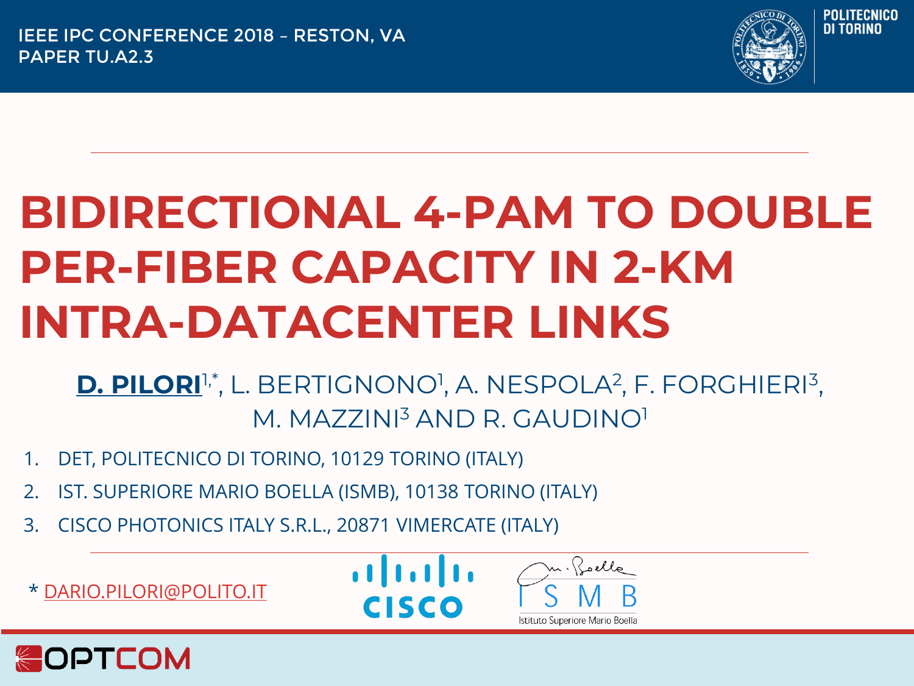IEEE IPC CONFERENCE 2018 – RESTON, VA
PAPER TU.A2.3

# BIDIRECTIONAL 4-PAM TO DOUBLE PER-FIBER CAPACITY IN 2-KM INTRA-DATACENTER LINKS

**D. PILORI**[1,*], L. BERTIGNONO[1], A. NESPOLA[2], F. FORGHIERI[3], M. MAZZINI[3] AND R. GAUDINO[1]

1. DET, POLITECNICO DI TORINO, 10129 TORINO (ITALY)
2. IST. SUPERIORE MARIO BOELLA (ISMB), 10138 TORINO (ITALY)
3. CISCO PHOTONICS ITALY S.R.L., 20871 VIMERCATE (ITALY)

* DARIO.PILORI@POLITO.IT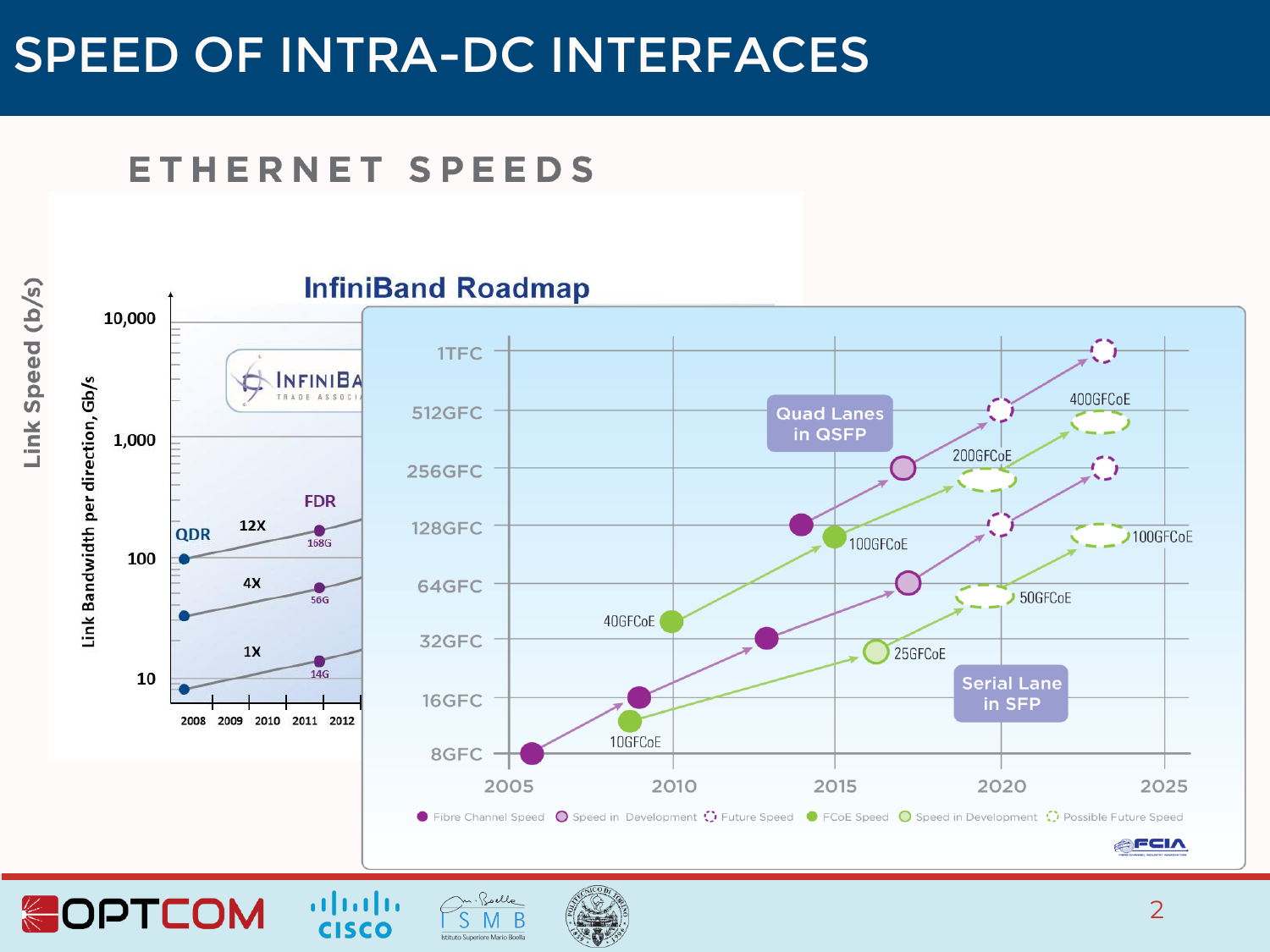# SPEED OF INTRA-DC INTERFACES

## ETHERNET SPEEDS

Link Speed (b/s)

InfiniBand Roadmap

Link Bandwidth per direction, Gb/s

10,000
1,000
100
10

QDR
FDR
12X
4X
1X
168G
56G
14G

2008 2009 2010 2011 2012

1TFC
512GFC
256GFC
128GFC
64GFC
32GFC
16GFC
8GFC

Quad Lanes in QSFP

Serial Lane in SFP

400GFCoE
200GFCoE
100GFCoE
40GFCoE
100GFCoE
50GFCoE
25GFCoE
10GFCoE

2005 2010 2015 2020 2025

Fibre Channel Speed | Speed in Development | Future Speed | FCoE Speed | Speed in Development | Possible Future Speed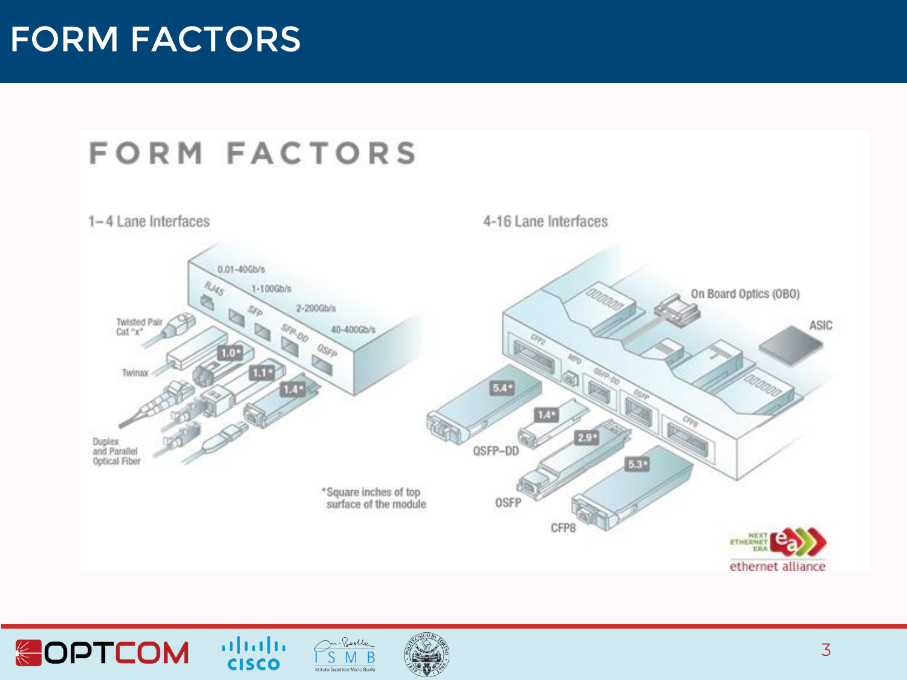# FORM FACTORS

## FORM FACTORS

1–4 Lane Interfaces

0.01-40Gb/s

RJ45

1-100Gb/s

SFP

2-200Gb/s

SFP-DD

40-400Gb/s

QSFP

Twisted Pair Cat "x"

Twinax

Duplex and Parallel Optical Fiber

1.0*

1.1*

1.4*

4-16 Lane Interfaces

On Board Optics (OBO)

ASIC

CFP2

MPO

QSFP-DD

OSFP

CFP8

5.4*

1.4*

2.9*

5.3*

QSFP–DD

OSFP

CFP8

*Square inches of top surface of the module

NEXT ETHERNET ERA

ethernet alliance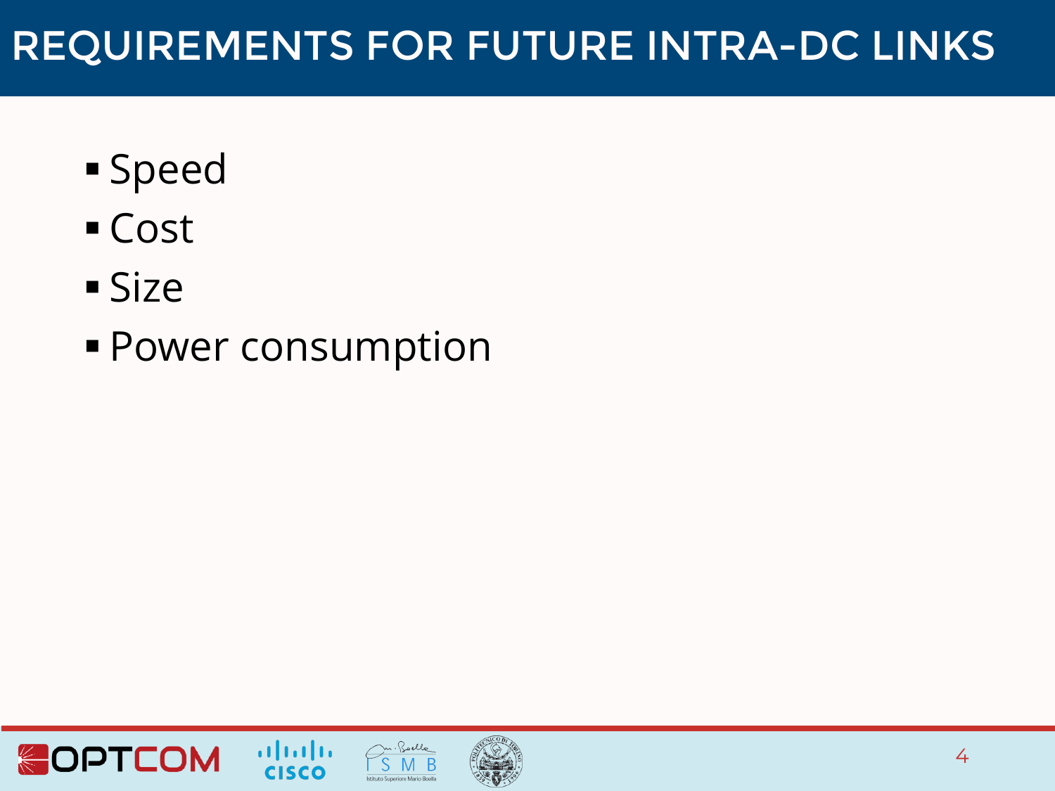# REQUIREMENTS FOR FUTURE INTRA-DC LINKS

- Speed
- Cost
- Size
- Power consumption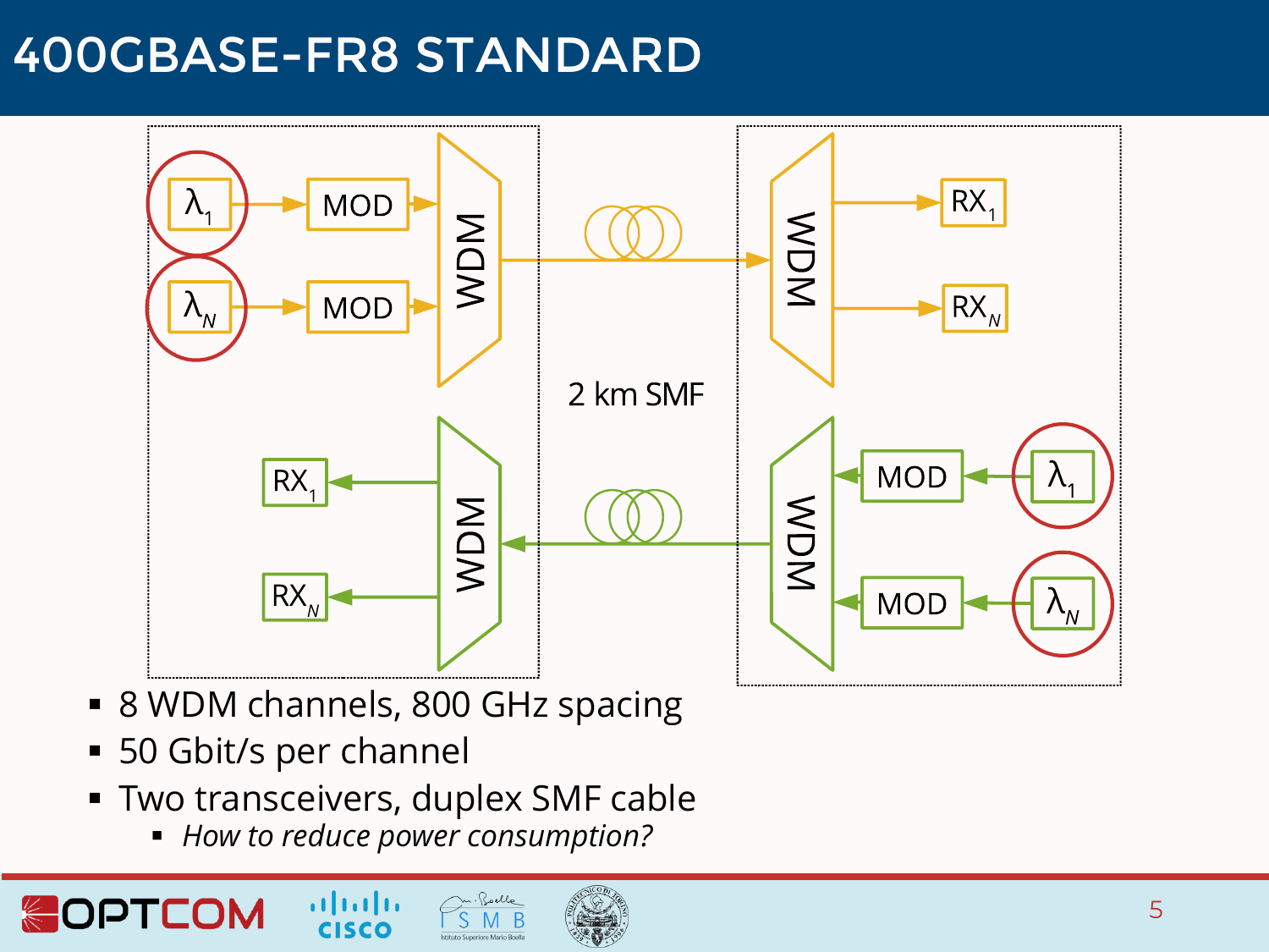# 400GBASE-FR8 STANDARD

- 8 WDM channels, 800 GHz spacing
- 50 Gbit/s per channel
- Two transceivers, duplex SMF cable
  - *How to reduce power consumption?*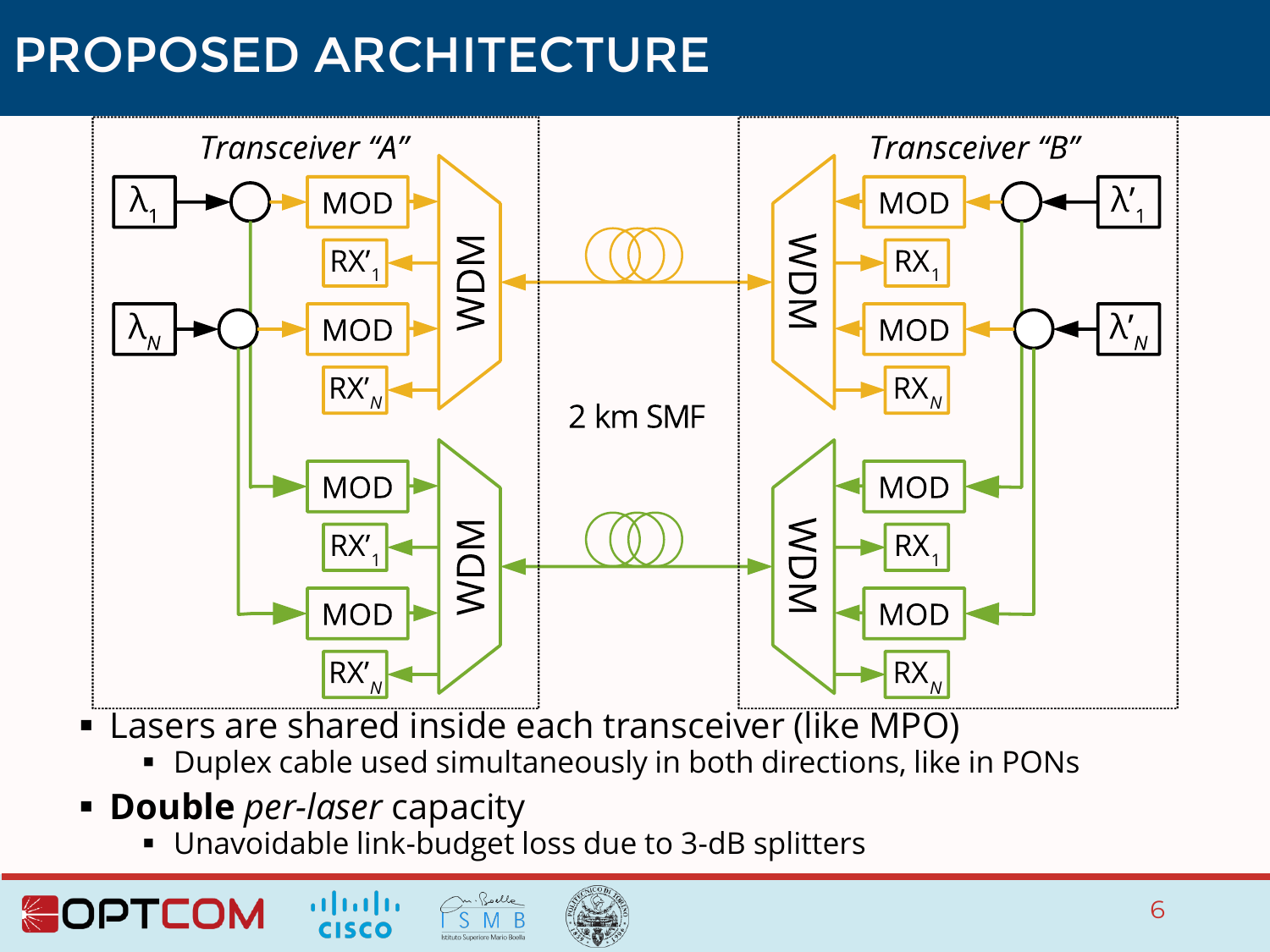# PROPOSED ARCHITECTURE

- Lasers are shared inside each transceiver (like MPO)
  - Duplex cable used simultaneously in both directions, like in PONs
- **Double** *per-laser* capacity
  - Unavoidable link-budget loss due to 3-dB splitters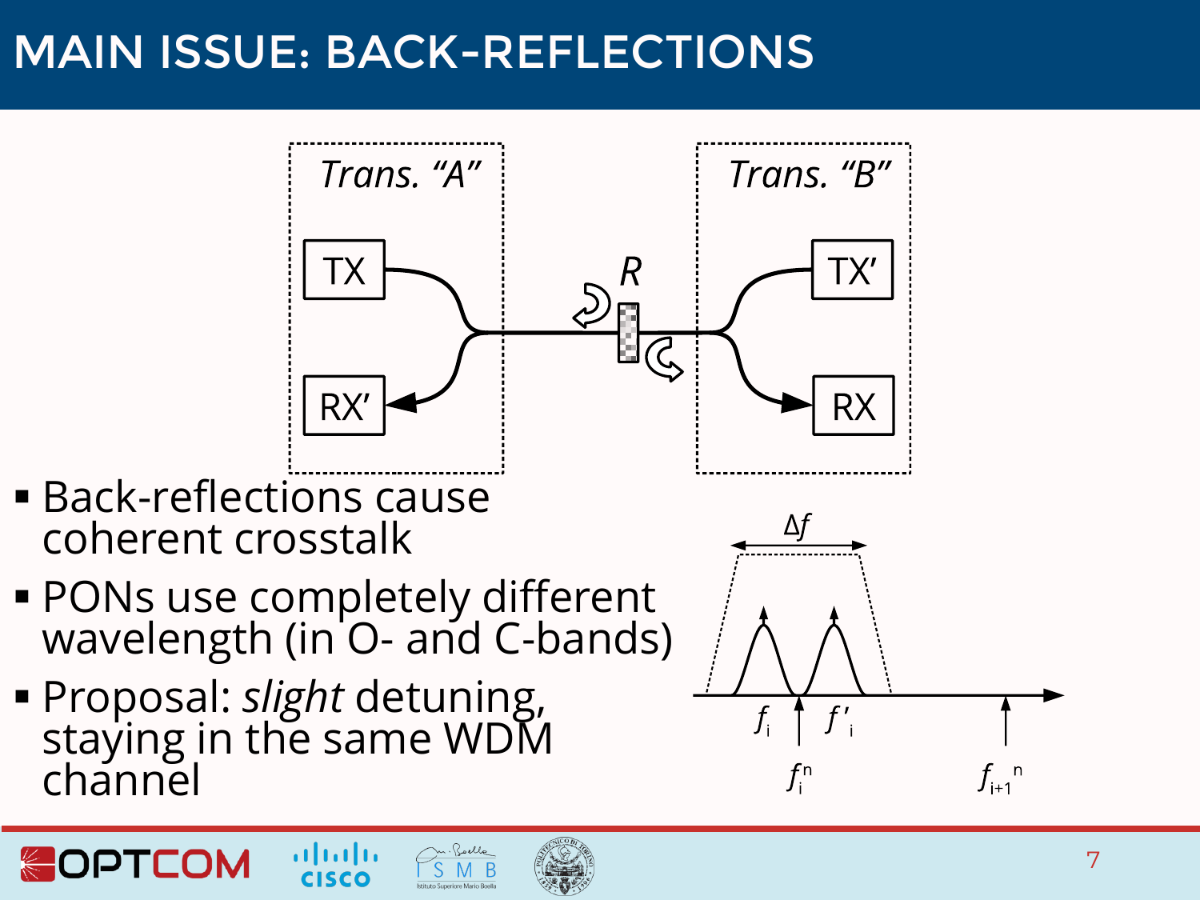# MAIN ISSUE: BACK-REFLECTIONS

- Back-reflections cause coherent crosstalk
- PONs use completely different wavelength (in O- and C-bands)
- Proposal: *slight* detuning, staying in the same WDM channel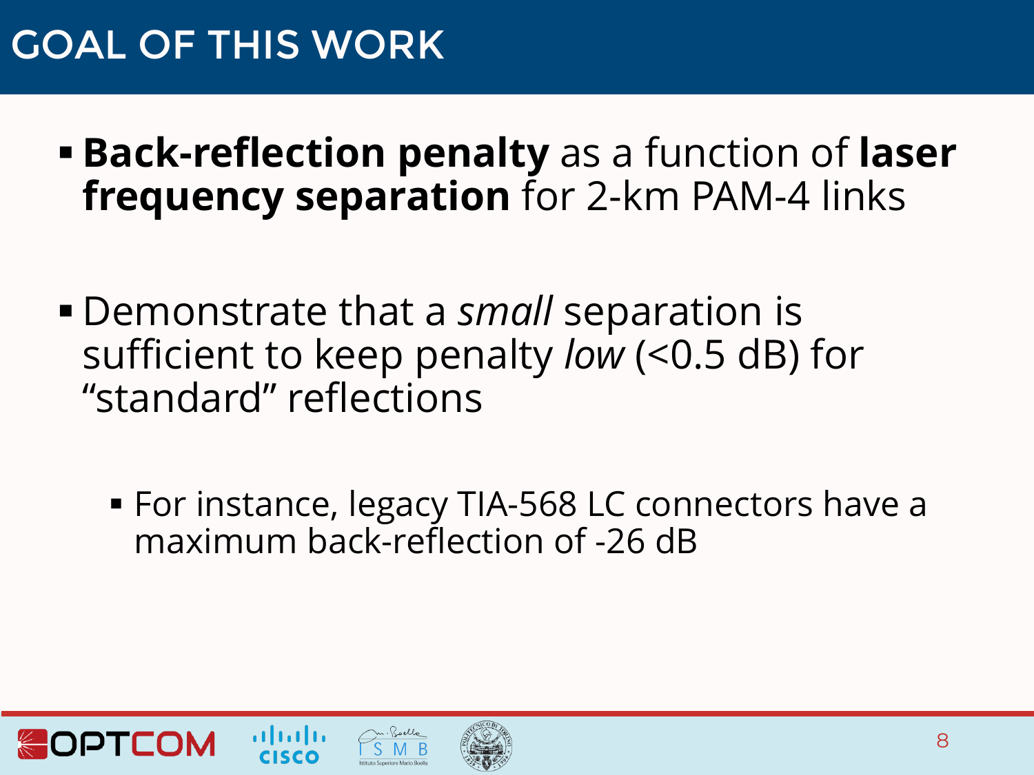# GOAL OF THIS WORK

- **Back-reflection penalty** as a function of **laser frequency separation** for 2-km PAM-4 links

- Demonstrate that a *small* separation is sufficient to keep penalty *low* (<0.5 dB) for "standard" reflections

  - For instance, legacy TIA-568 LC connectors have a maximum back-reflection of -26 dB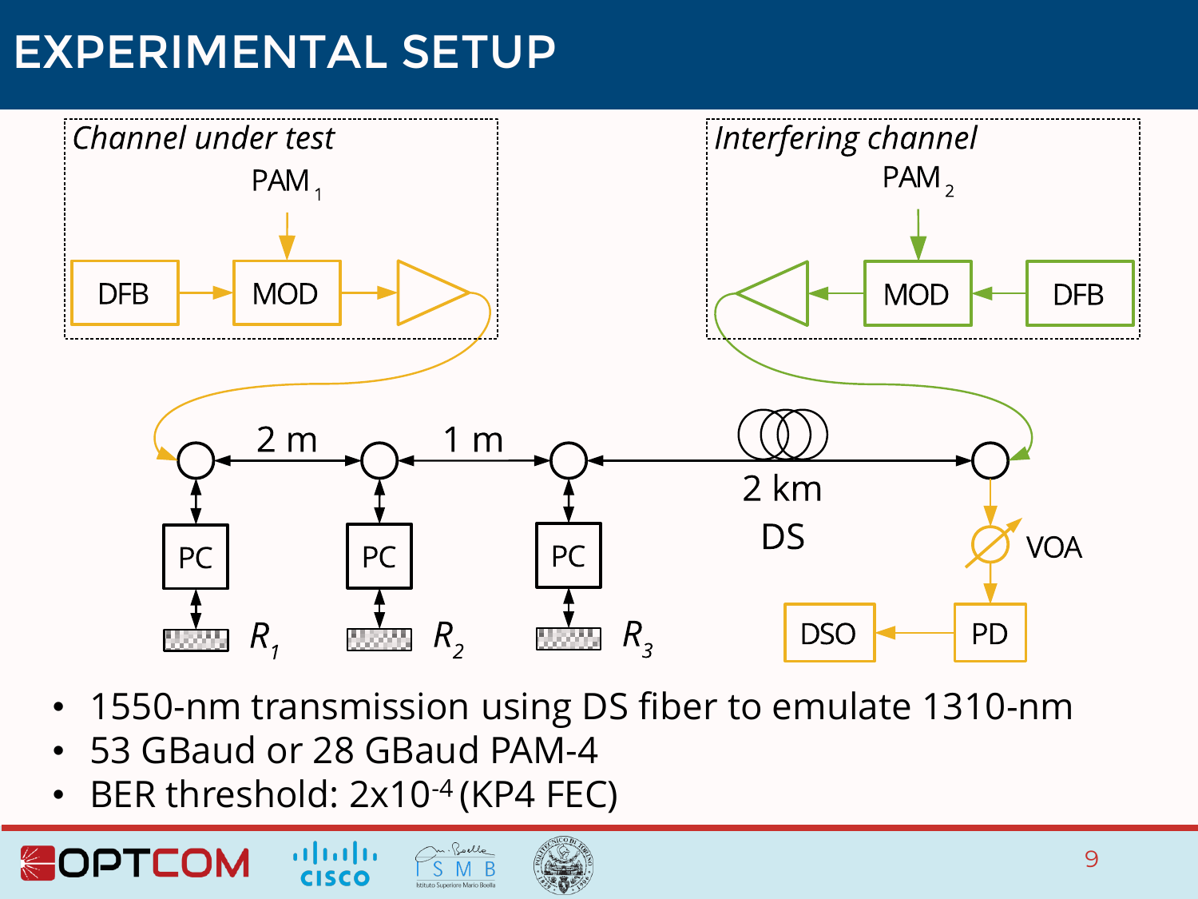# EXPERIMENTAL SETUP

*Channel under test*

PAM$_1$

DFB → MOD → amplifier

*Interfering channel*

PAM$_2$

DFB → MOD → amplifier

2 m, 1 m, 2 km DS

PC, PC, PC

$R_1$, $R_2$, $R_3$

VOA, PD, DSO

- 1550-nm transmission using DS fiber to emulate 1310-nm
- 53 GBaud or 28 GBaud PAM-4
- BER threshold: $2 \times 10^{-4}$ (KP4 FEC)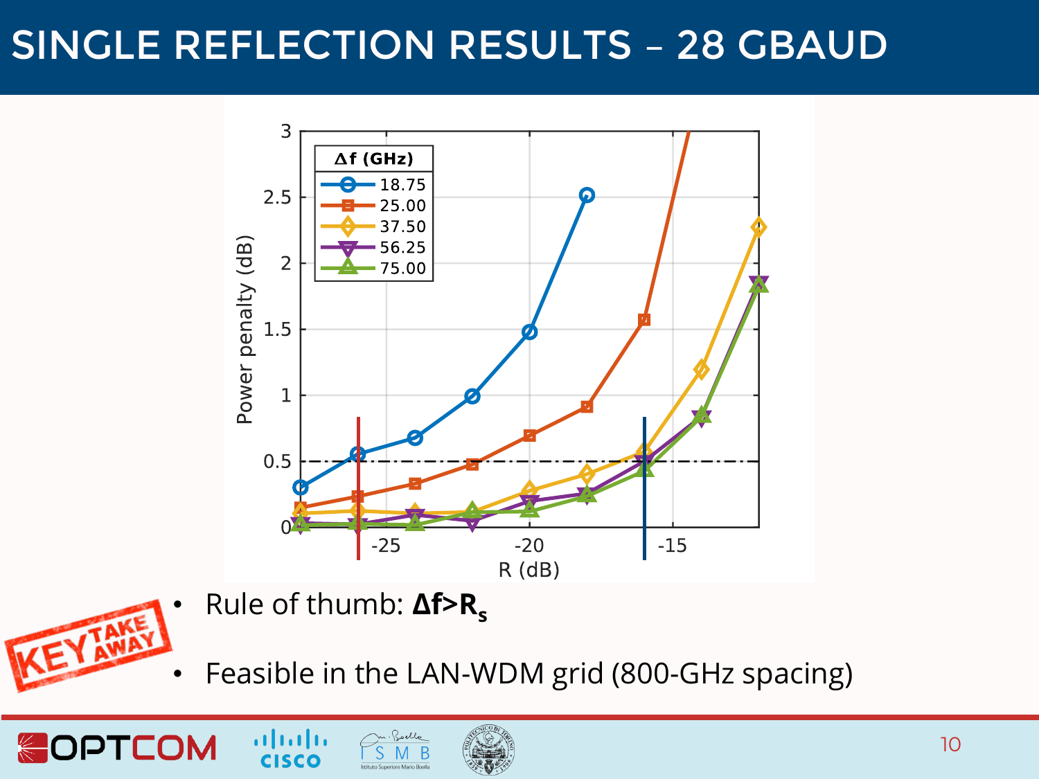# SINGLE REFLECTION RESULTS – 28 GBAUD

KEY TAKE AWAY

- Rule of thumb: **$\Delta f > R_s$**
- Feasible in the LAN-WDM grid (800-GHz spacing)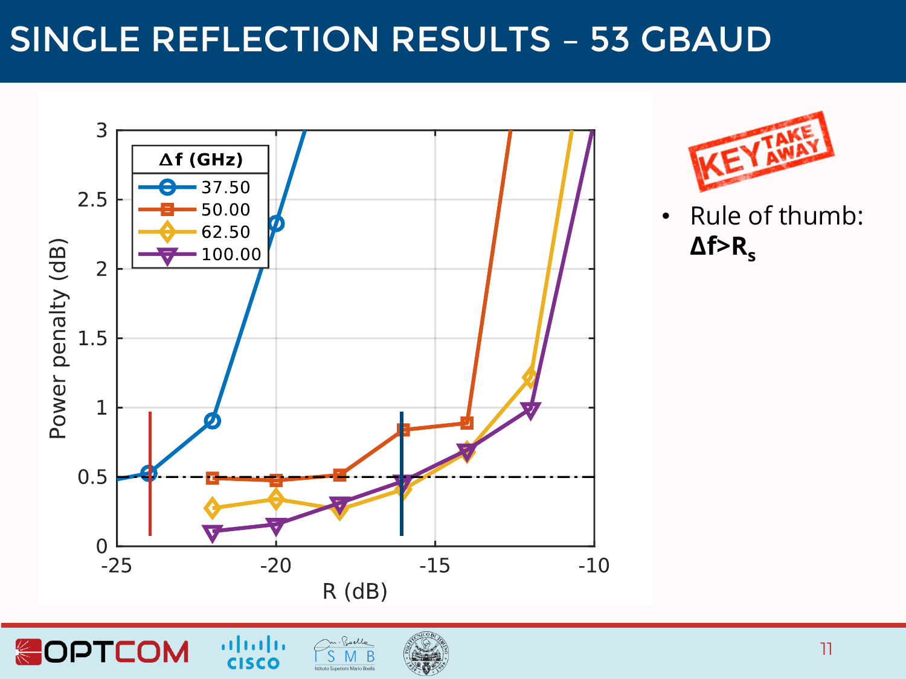# SINGLE REFLECTION RESULTS – 53 GBAUD

KEY TAKE AWAY

- Rule of thumb: **Δf>$R_s$**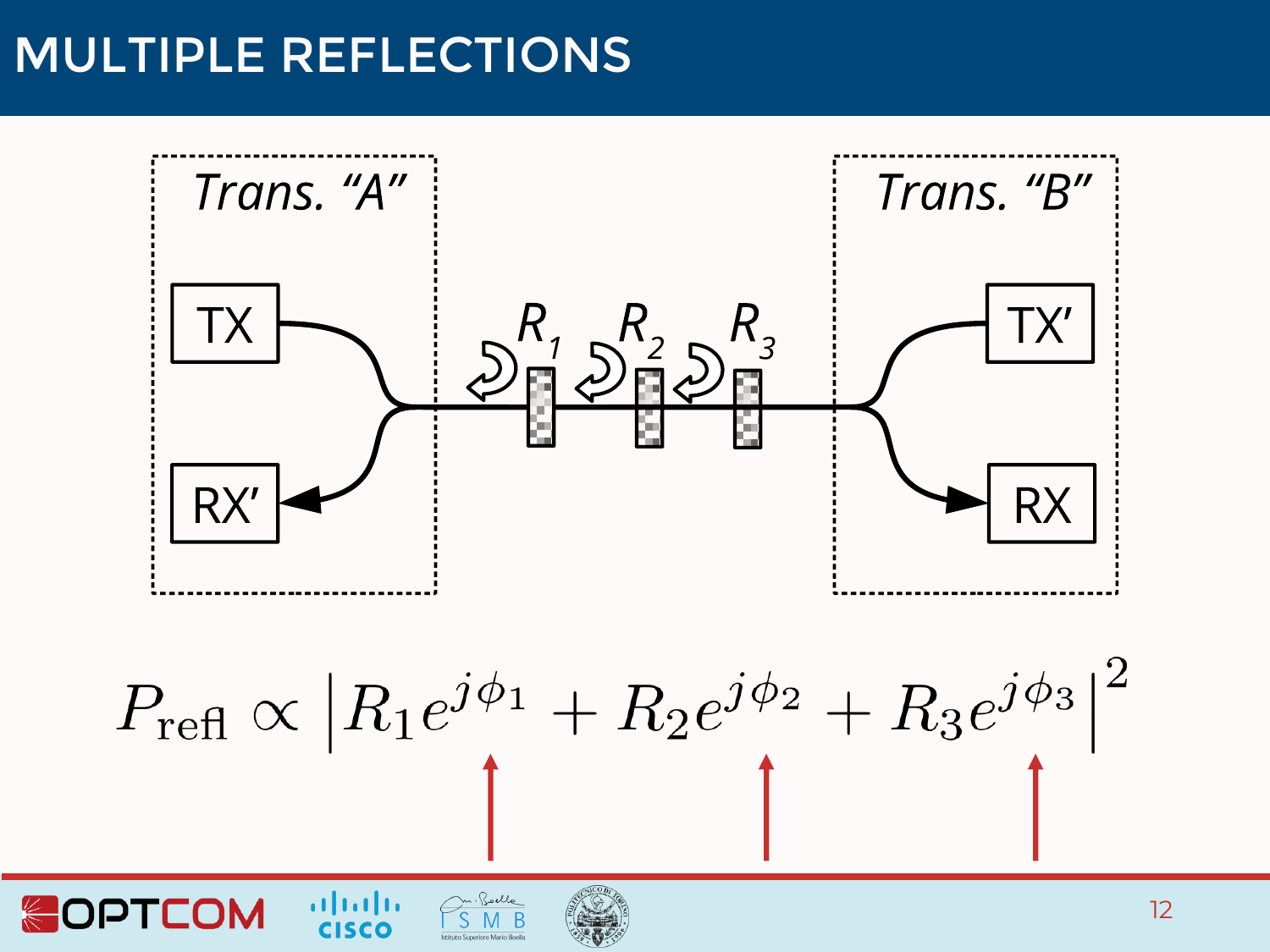# MULTIPLE REFLECTIONS

Trans. "A"

TX

RX'

$R_1$ $R_2$ $R_3$

Trans. "B"

TX'

RX

$$P_{\text{refl}} \propto \left| R_1 e^{j\phi_1} + R_2 e^{j\phi_2} + R_3 e^{j\phi_3} \right|^2$$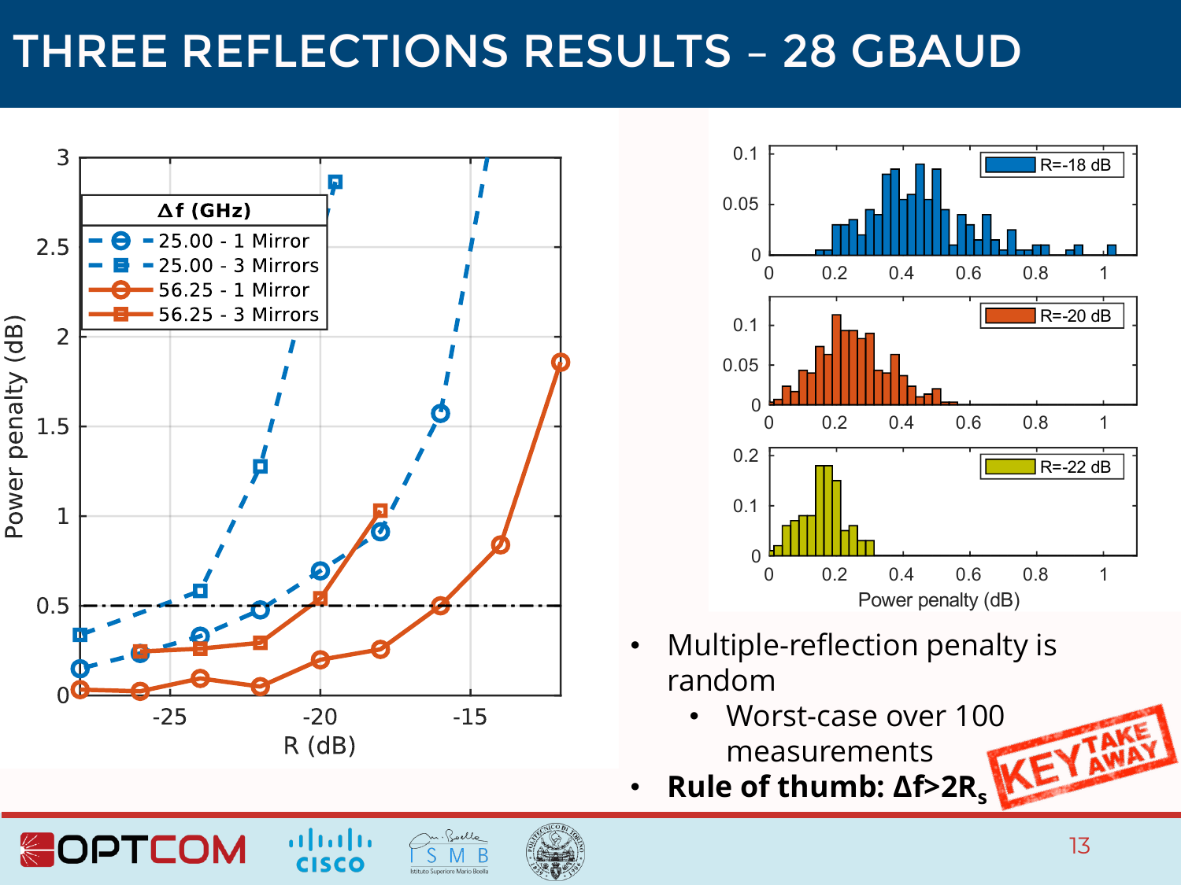# THREE REFLECTIONS RESULTS – 28 GBAUD

- Multiple-reflection penalty is random
  - Worst-case over 100 measurements
- **Rule of thumb: $\Delta f > 2R_s$**

KEY TAKE AWAY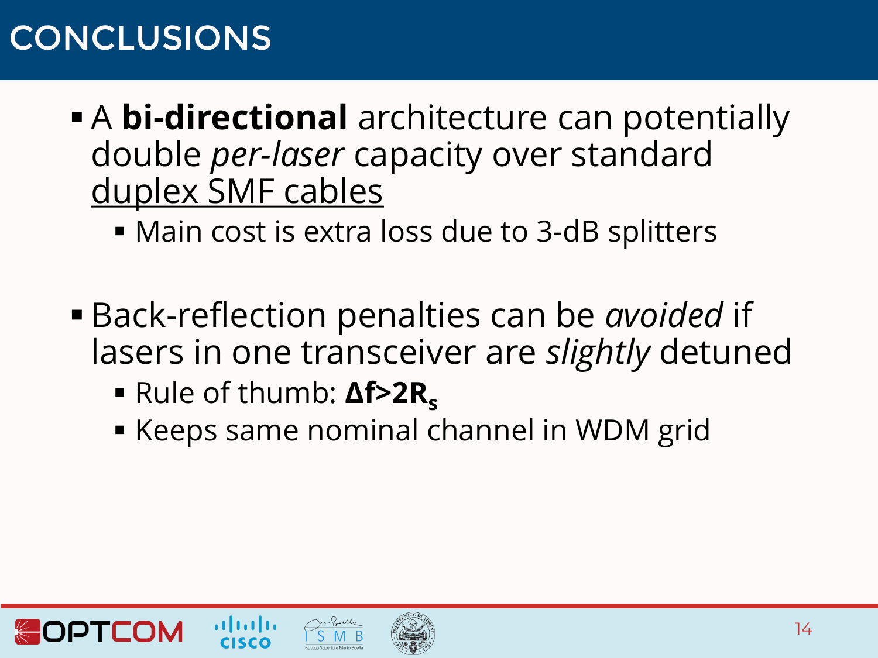# CONCLUSIONS

- A **bi-directional** architecture can potentially double *per-laser* capacity over standard duplex SMF cables
  - Main cost is extra loss due to 3-dB splitters

- Back-reflection penalties can be *avoided* if lasers in one transceiver are *slightly* detuned
  - Rule of thumb: **$\Delta f > 2R_s$**
  - Keeps same nominal channel in WDM grid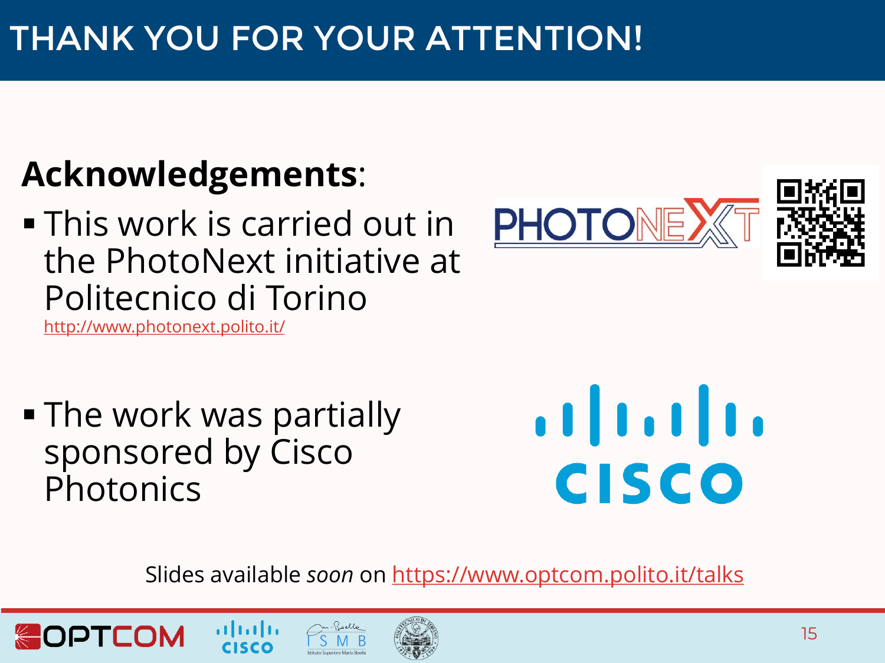# THANK YOU FOR YOUR ATTENTION!

**Acknowledgements**:

- This work is carried out in the PhotoNext initiative at Politecnico di Torino
  http://www.photonext.polito.it/

- The work was partially sponsored by Cisco Photonics

Slides available *soon* on https://www.optcom.polito.it/talks